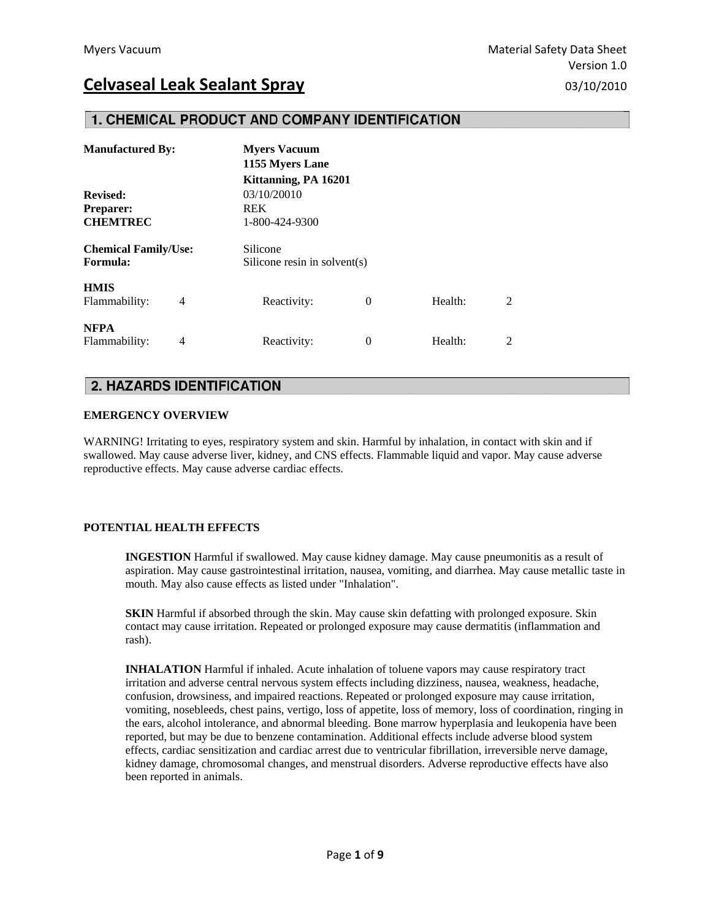Myers Vacuum

Material Safety Data Sheet
Version 1.0

# Celvaseal Leak Sealant Spray

03/10/2010

## 1. CHEMICAL PRODUCT AND COMPANY IDENTIFICATION

| | |
|---|---|
| **Manufactured By:** | **Myers Vacuum**<br>**1155 Myers Lane**<br>**Kittanning, PA 16201** |
| **Revised:** | 03/10/20010 |
| **Preparer:** | REK |
| **CHEMTREC** | 1-800-424-9300 |
| **Chemical Family/Use:** | Silicone |
| **Formula:** | Silicone resin in solvent(s) |

**HMIS**

| Flammability: | 4 | Reactivity: | 0 | Health: | 2 |
|---|---|---|---|---|---|

**NFPA**

| Flammability: | 4 | Reactivity: | 0 | Health: | 2 |
|---|---|---|---|---|---|

## 2. HAZARDS IDENTIFICATION

**EMERGENCY OVERVIEW**

WARNING! Irritating to eyes, respiratory system and skin. Harmful by inhalation, in contact with skin and if swallowed. May cause adverse liver, kidney, and CNS effects. Flammable liquid and vapor. May cause adverse reproductive effects. May cause adverse cardiac effects.

**POTENTIAL HEALTH EFFECTS**

**INGESTION** Harmful if swallowed. May cause kidney damage. May cause pneumonitis as a result of aspiration. May cause gastrointestinal irritation, nausea, vomiting, and diarrhea. May cause metallic taste in mouth. May also cause effects as listed under "Inhalation".

**SKIN** Harmful if absorbed through the skin. May cause skin defatting with prolonged exposure. Skin contact may cause irritation. Repeated or prolonged exposure may cause dermatitis (inflammation and rash).

**INHALATION** Harmful if inhaled. Acute inhalation of toluene vapors may cause respiratory tract irritation and adverse central nervous system effects including dizziness, nausea, weakness, headache, confusion, drowsiness, and impaired reactions. Repeated or prolonged exposure may cause irritation, vomiting, nosebleeds, chest pains, vertigo, loss of appetite, loss of memory, loss of coordination, ringing in the ears, alcohol intolerance, and abnormal bleeding. Bone marrow hyperplasia and leukopenia have been reported, but may be due to benzene contamination. Additional effects include adverse blood system effects, cardiac sensitization and cardiac arrest due to ventricular fibrillation, irreversible nerve damage, kidney damage, chromosomal changes, and menstrual disorders. Adverse reproductive effects have also been reported in animals.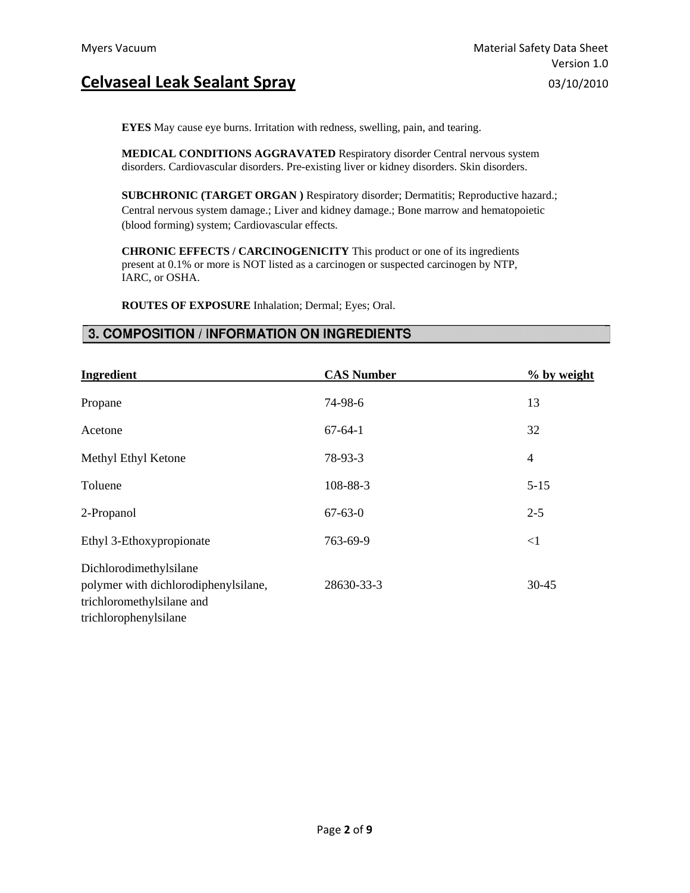**EYES** May cause eye burns. Irritation with redness, swelling, pain, and tearing.

**MEDICAL CONDITIONS AGGRAVATED** Respiratory disorder Central nervous system disorders. Cardiovascular disorders. Pre-existing liver or kidney disorders. Skin disorders.

**SUBCHRONIC (TARGET ORGAN )** Respiratory disorder; Dermatitis; Reproductive hazard.; Central nervous system damage.; Liver and kidney damage.; Bone marrow and hematopoietic (blood forming) system; Cardiovascular effects.

**CHRONIC EFFECTS / CARCINOGENICITY** This product or one of its ingredients present at 0.1% or more is NOT listed as a carcinogen or suspected carcinogen by NTP, IARC, or OSHA.

**ROUTES OF EXPOSURE** Inhalation; Dermal; Eyes; Oral.

## 3. COMPOSITION / INFORMATION ON INGREDIENTS

| Ingredient | CAS Number | % by weight |
|---|---|---|
| Propane | 74-98-6 | 13 |
| Acetone | 67-64-1 | 32 |
| Methyl Ethyl Ketone | 78-93-3 | 4 |
| Toluene | 108-88-3 | 5-15 |
| 2-Propanol | 67-63-0 | 2-5 |
| Ethyl 3-Ethoxypropionate | 763-69-9 | <1 |
| Dichlorodimethylsilane polymer with dichlorodiphenylsilane, trichloromethylsilane and trichlorophenylsilane | 28630-33-3 | 30-45 |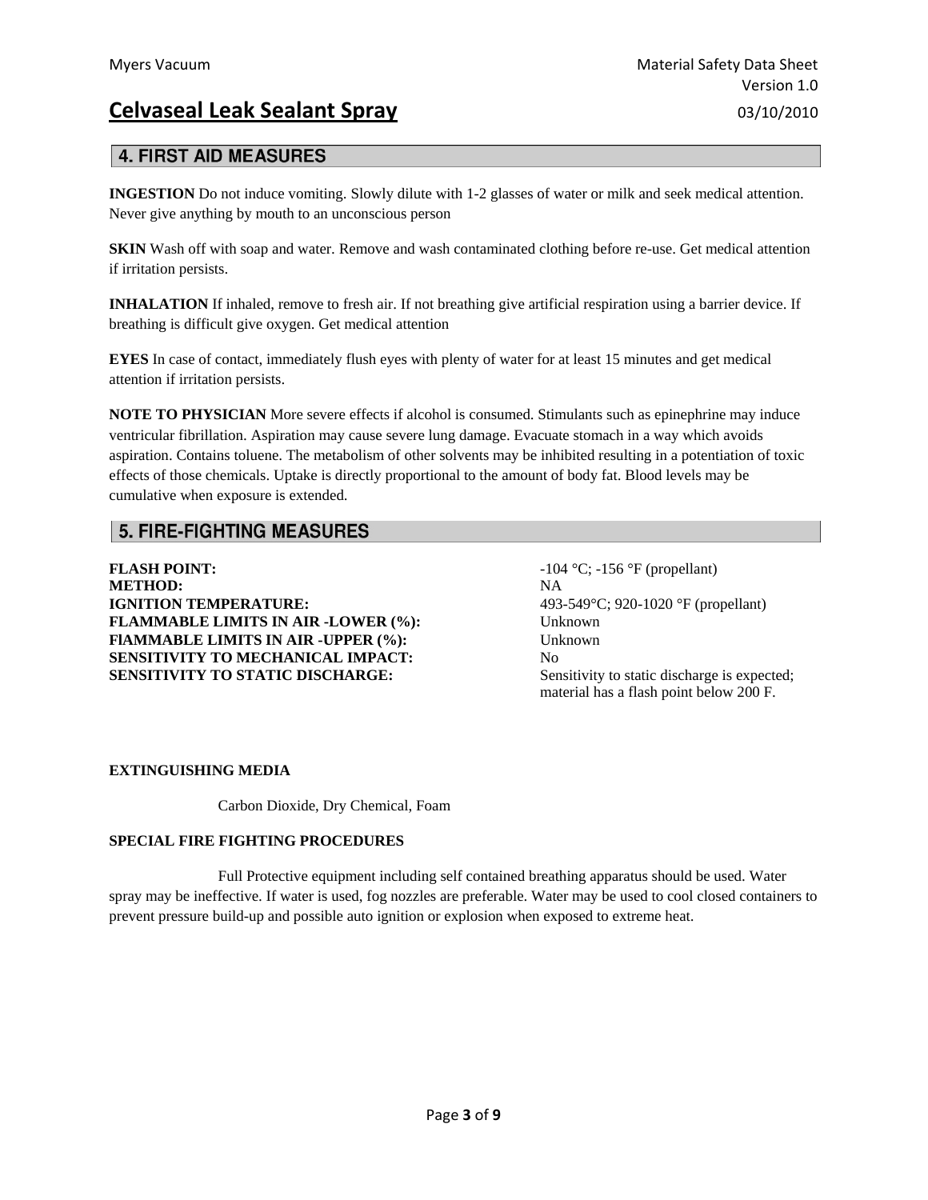## 4. FIRST AID MEASURES

**INGESTION** Do not induce vomiting. Slowly dilute with 1-2 glasses of water or milk and seek medical attention. Never give anything by mouth to an unconscious person

**SKIN** Wash off with soap and water. Remove and wash contaminated clothing before re-use. Get medical attention if irritation persists.

**INHALATION** If inhaled, remove to fresh air. If not breathing give artificial respiration using a barrier device. If breathing is difficult give oxygen. Get medical attention

**EYES** In case of contact, immediately flush eyes with plenty of water for at least 15 minutes and get medical attention if irritation persists.

**NOTE TO PHYSICIAN** More severe effects if alcohol is consumed. Stimulants such as epinephrine may induce ventricular fibrillation. Aspiration may cause severe lung damage. Evacuate stomach in a way which avoids aspiration. Contains toluene. The metabolism of other solvents may be inhibited resulting in a potentiation of toxic effects of those chemicals. Uptake is directly proportional to the amount of body fat. Blood levels may be cumulative when exposure is extended.

## 5. FIRE-FIGHTING MEASURES

| | |
|---|---|
| **FLASH POINT:** | -104 °C; -156 °F (propellant) |
| **METHOD:** | NA |
| **IGNITION TEMPERATURE:** | 493-549°C; 920-1020 °F (propellant) |
| **FLAMMABLE LIMITS IN AIR -LOWER (%):** | Unknown |
| **FlAMMABLE LIMITS IN AIR -UPPER (%):** | Unknown |
| **SENSITIVITY TO MECHANICAL IMPACT:** | No |
| **SENSITIVITY TO STATIC DISCHARGE:** | Sensitivity to static discharge is expected; material has a flash point below 200 F. |

**EXTINGUISHING MEDIA**

Carbon Dioxide, Dry Chemical, Foam

**SPECIAL FIRE FIGHTING PROCEDURES**

Full Protective equipment including self contained breathing apparatus should be used. Water spray may be ineffective. If water is used, fog nozzles are preferable. Water may be used to cool closed containers to prevent pressure build-up and possible auto ignition or explosion when exposed to extreme heat.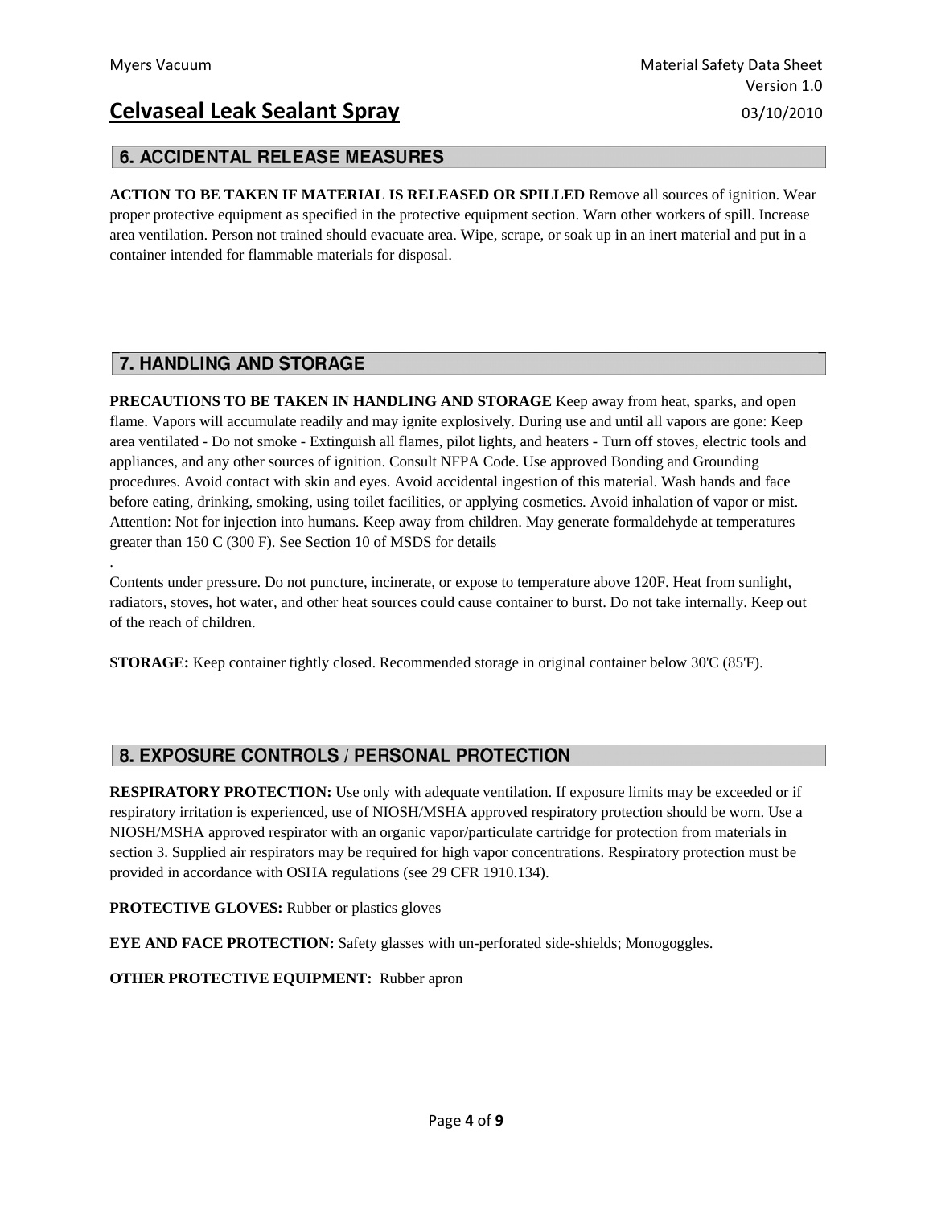## 6. ACCIDENTAL RELEASE MEASURES

**ACTION TO BE TAKEN IF MATERIAL IS RELEASED OR SPILLED** Remove all sources of ignition. Wear proper protective equipment as specified in the protective equipment section. Warn other workers of spill. Increase area ventilation. Person not trained should evacuate area. Wipe, scrape, or soak up in an inert material and put in a container intended for flammable materials for disposal.

## 7. HANDLING AND STORAGE

**PRECAUTIONS TO BE TAKEN IN HANDLING AND STORAGE** Keep away from heat, sparks, and open flame. Vapors will accumulate readily and may ignite explosively. During use and until all vapors are gone: Keep area ventilated - Do not smoke - Extinguish all flames, pilot lights, and heaters - Turn off stoves, electric tools and appliances, and any other sources of ignition. Consult NFPA Code. Use approved Bonding and Grounding procedures. Avoid contact with skin and eyes. Avoid accidental ingestion of this material. Wash hands and face before eating, drinking, smoking, using toilet facilities, or applying cosmetics. Avoid inhalation of vapor or mist. Attention: Not for injection into humans. Keep away from children. May generate formaldehyde at temperatures greater than 150 C (300 F). See Section 10 of MSDS for details

.

Contents under pressure. Do not puncture, incinerate, or expose to temperature above 120F. Heat from sunlight, radiators, stoves, hot water, and other heat sources could cause container to burst. Do not take internally. Keep out of the reach of children.

**STORAGE:** Keep container tightly closed. Recommended storage in original container below 30'C (85'F).

## 8. EXPOSURE CONTROLS / PERSONAL PROTECTION

**RESPIRATORY PROTECTION:** Use only with adequate ventilation. If exposure limits may be exceeded or if respiratory irritation is experienced, use of NIOSH/MSHA approved respiratory protection should be worn. Use a NIOSH/MSHA approved respirator with an organic vapor/particulate cartridge for protection from materials in section 3. Supplied air respirators may be required for high vapor concentrations. Respiratory protection must be provided in accordance with OSHA regulations (see 29 CFR 1910.134).

**PROTECTIVE GLOVES:** Rubber or plastics gloves

**EYE AND FACE PROTECTION:** Safety glasses with un-perforated side-shields; Monogoggles.

**OTHER PROTECTIVE EQUIPMENT:** Rubber apron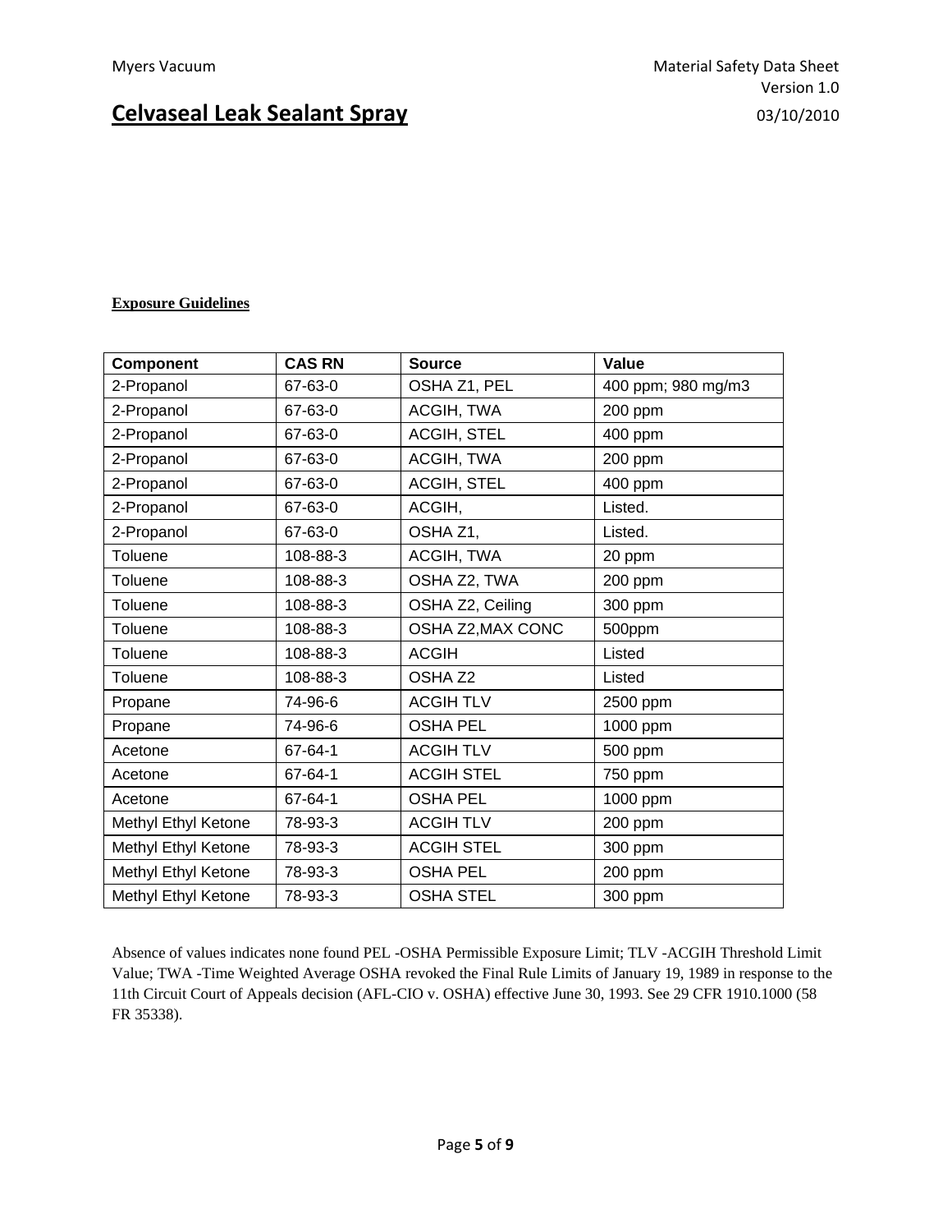**Exposure Guidelines**

| Component | CAS RN | Source | Value |
|---|---|---|---|
| 2-Propanol | 67-63-0 | OSHA Z1, PEL | 400 ppm; 980 mg/m3 |
| 2-Propanol | 67-63-0 | ACGIH, TWA | 200 ppm |
| 2-Propanol | 67-63-0 | ACGIH, STEL | 400 ppm |
| 2-Propanol | 67-63-0 | ACGIH, TWA | 200 ppm |
| 2-Propanol | 67-63-0 | ACGIH, STEL | 400 ppm |
| 2-Propanol | 67-63-0 | ACGIH, | Listed. |
| 2-Propanol | 67-63-0 | OSHA Z1, | Listed. |
| Toluene | 108-88-3 | ACGIH, TWA | 20 ppm |
| Toluene | 108-88-3 | OSHA Z2, TWA | 200 ppm |
| Toluene | 108-88-3 | OSHA Z2, Ceiling | 300 ppm |
| Toluene | 108-88-3 | OSHA Z2,MAX CONC | 500ppm |
| Toluene | 108-88-3 | ACGIH | Listed |
| Toluene | 108-88-3 | OSHA Z2 | Listed |
| Propane | 74-96-6 | ACGIH TLV | 2500 ppm |
| Propane | 74-96-6 | OSHA PEL | 1000 ppm |
| Acetone | 67-64-1 | ACGIH TLV | 500 ppm |
| Acetone | 67-64-1 | ACGIH STEL | 750 ppm |
| Acetone | 67-64-1 | OSHA PEL | 1000 ppm |
| Methyl Ethyl Ketone | 78-93-3 | ACGIH TLV | 200 ppm |
| Methyl Ethyl Ketone | 78-93-3 | ACGIH STEL | 300 ppm |
| Methyl Ethyl Ketone | 78-93-3 | OSHA PEL | 200 ppm |
| Methyl Ethyl Ketone | 78-93-3 | OSHA STEL | 300 ppm |

Absence of values indicates none found PEL -OSHA Permissible Exposure Limit; TLV -ACGIH Threshold Limit Value; TWA -Time Weighted Average OSHA revoked the Final Rule Limits of January 19, 1989 in response to the 11th Circuit Court of Appeals decision (AFL-CIO v. OSHA) effective June 30, 1993. See 29 CFR 1910.1000 (58 FR 35338).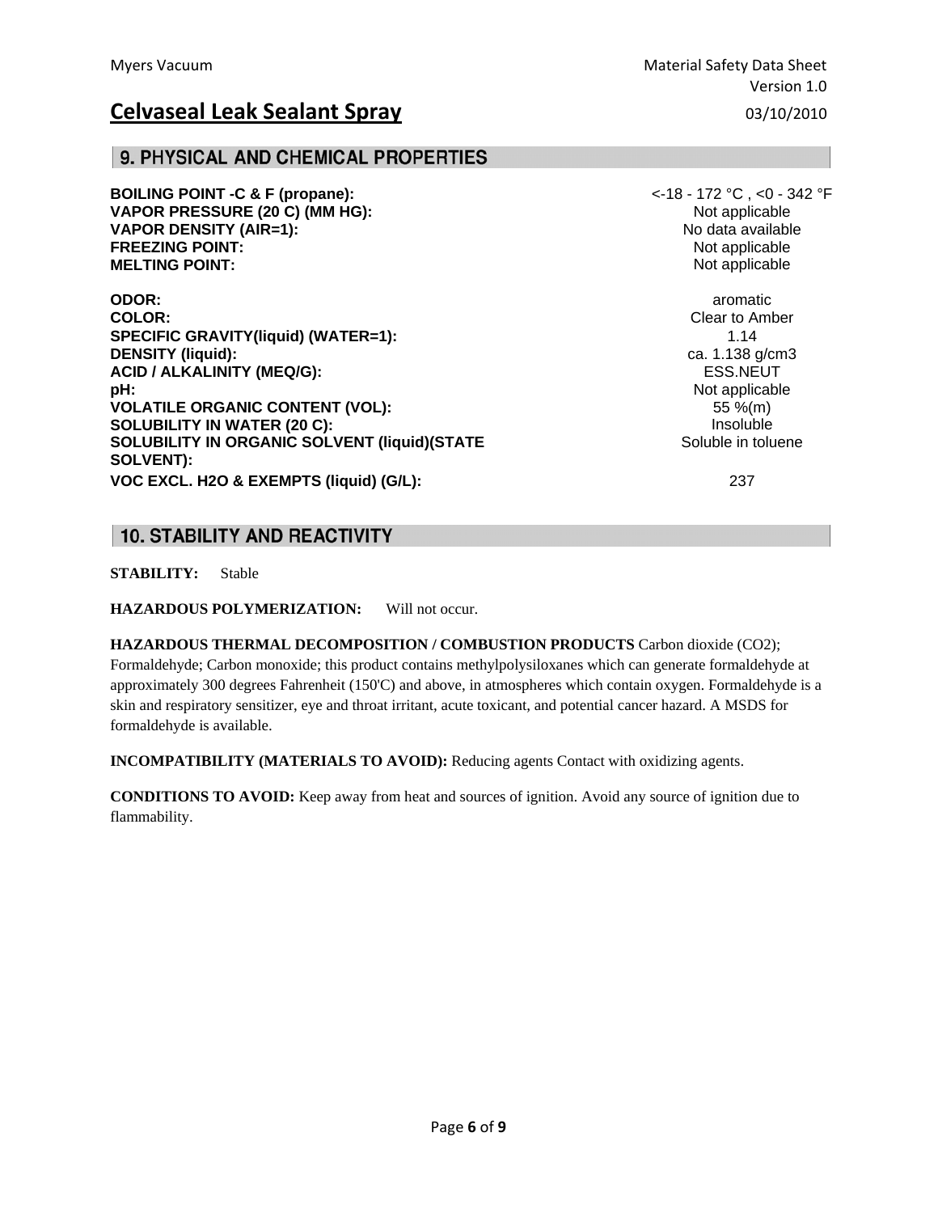## 9. PHYSICAL AND CHEMICAL PROPERTIES

| | |
|---|---|
| **BOILING POINT -C & F (propane):** | <-18 - 172 °C , <0 - 342 °F |
| **VAPOR PRESSURE (20 C) (MM HG):** | Not applicable |
| **VAPOR DENSITY (AIR=1):** | No data available |
| **FREEZING POINT:** | Not applicable |
| **MELTING POINT:** | Not applicable |
| **ODOR:** | aromatic |
| **COLOR:** | Clear to Amber |
| **SPECIFIC GRAVITY(liquid) (WATER=1):** | 1.14 |
| **DENSITY (liquid):** | ca. 1.138 g/cm3 |
| **ACID / ALKALINITY (MEQ/G):** | ESS.NEUT |
| **pH:** | Not applicable |
| **VOLATILE ORGANIC CONTENT (VOL):** | 55 %(m) |
| **SOLUBILITY IN WATER (20 C):** | Insoluble |
| **SOLUBILITY IN ORGANIC SOLVENT (liquid)(STATE SOLVENT):** | Soluble in toluene |
| **VOC EXCL. H2O & EXEMPTS (liquid) (G/L):** | 237 |

## 10. STABILITY AND REACTIVITY

**STABILITY:** Stable

**HAZARDOUS POLYMERIZATION:** Will not occur.

**HAZARDOUS THERMAL DECOMPOSITION / COMBUSTION PRODUCTS** Carbon dioxide ($CO_2$); Formaldehyde; Carbon monoxide; this product contains methylpolysiloxanes which can generate formaldehyde at approximately 300 degrees Fahrenheit (150'C) and above, in atmospheres which contain oxygen. Formaldehyde is a skin and respiratory sensitizer, eye and throat irritant, acute toxicant, and potential cancer hazard. A MSDS for formaldehyde is available.

**INCOMPATIBILITY (MATERIALS TO AVOID):** Reducing agents Contact with oxidizing agents.

**CONDITIONS TO AVOID:** Keep away from heat and sources of ignition. Avoid any source of ignition due to flammability.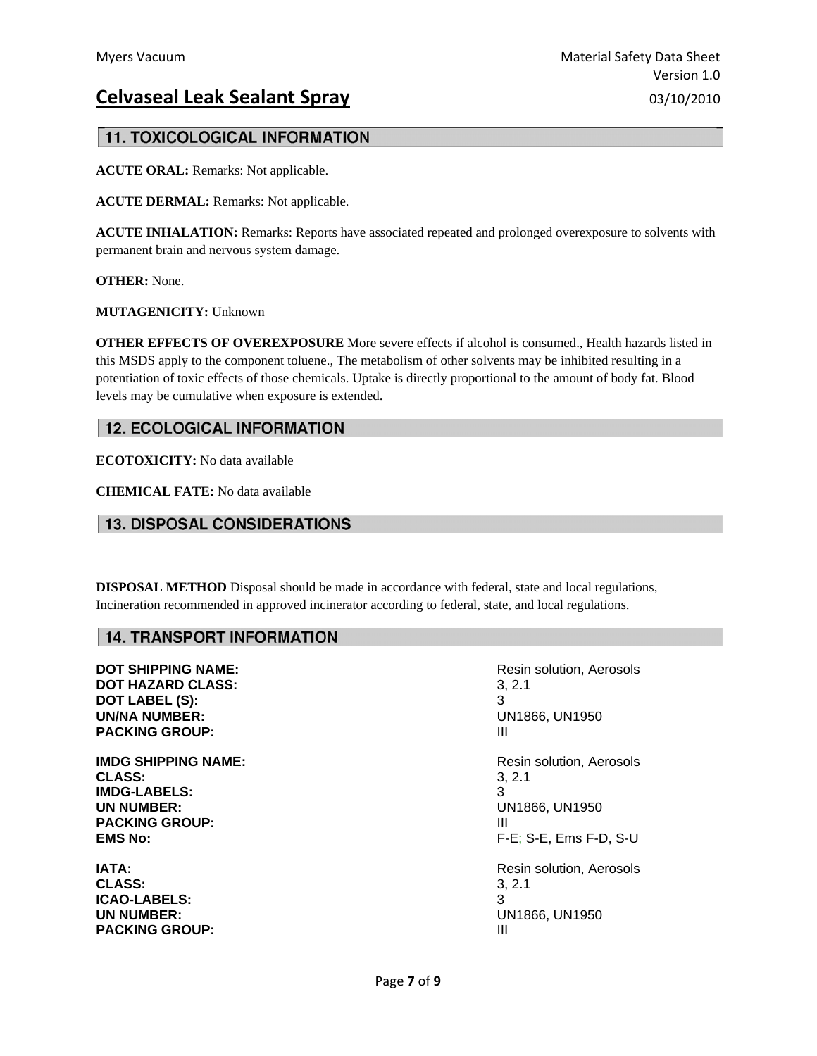## 11. TOXICOLOGICAL INFORMATION

**ACUTE ORAL:** Remarks: Not applicable.

**ACUTE DERMAL:** Remarks: Not applicable.

**ACUTE INHALATION:** Remarks: Reports have associated repeated and prolonged overexposure to solvents with permanent brain and nervous system damage.

**OTHER:** None.

**MUTAGENICITY:** Unknown

**OTHER EFFECTS OF OVEREXPOSURE** More severe effects if alcohol is consumed., Health hazards listed in this MSDS apply to the component toluene., The metabolism of other solvents may be inhibited resulting in a potentiation of toxic effects of those chemicals. Uptake is directly proportional to the amount of body fat. Blood levels may be cumulative when exposure is extended.

## 12. ECOLOGICAL INFORMATION

**ECOTOXICITY:** No data available

**CHEMICAL FATE:** No data available

## 13. DISPOSAL CONSIDERATIONS

**DISPOSAL METHOD** Disposal should be made in accordance with federal, state and local regulations, Incineration recommended in approved incinerator according to federal, state, and local regulations.

## 14. TRANSPORT INFORMATION

| | |
|---|---|
| **DOT SHIPPING NAME:** | Resin solution, Aerosols |
| **DOT HAZARD CLASS:** | 3, 2.1 |
| **DOT LABEL (S):** | 3 |
| **UN/NA NUMBER:** | UN1866, UN1950 |
| **PACKING GROUP:** | III |

| | |
|---|---|
| **IMDG SHIPPING NAME:** | Resin solution, Aerosols |
| **CLASS:** | 3, 2.1 |
| **IMDG-LABELS:** | 3 |
| **UN NUMBER:** | UN1866, UN1950 |
| **PACKING GROUP:** | III |
| **EMS No:** | F-E; S-E, Ems F-D, S-U |

| | |
|---|---|
| **IATA:** | Resin solution, Aerosols |
| **CLASS:** | 3, 2.1 |
| **ICAO-LABELS:** | 3 |
| **UN NUMBER:** | UN1866, UN1950 |
| **PACKING GROUP:** | III |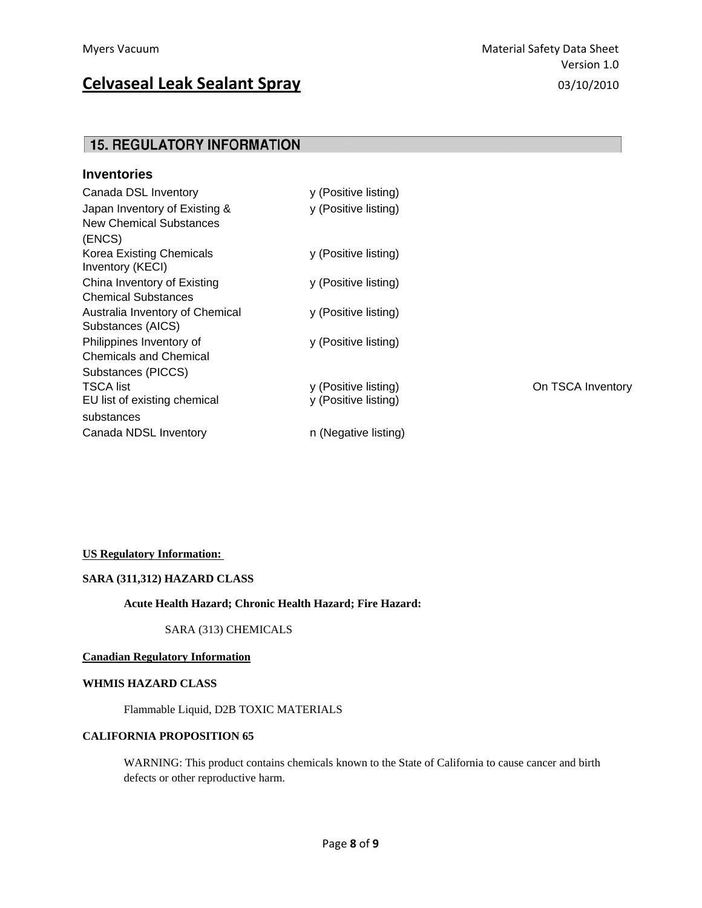## 15. REGULATORY INFORMATION

### Inventories

| | | |
|---|---|---|
| Canada DSL Inventory | y (Positive listing) | |
| Japan Inventory of Existing & New Chemical Substances (ENCS) | y (Positive listing) | |
| Korea Existing Chemicals Inventory (KECI) | y (Positive listing) | |
| China Inventory of Existing Chemical Substances | y (Positive listing) | |
| Australia Inventory of Chemical Substances (AICS) | y (Positive listing) | |
| Philippines Inventory of Chemicals and Chemical Substances (PICCS) | y (Positive listing) | |
| TSCA list | y (Positive listing) | On TSCA Inventory |
| EU list of existing chemical substances | y (Positive listing) | |
| Canada NDSL Inventory | n (Negative listing) | |

**US Regulatory Information:**

**SARA (311,312) HAZARD CLASS**

**Acute Health Hazard; Chronic Health Hazard; Fire Hazard:**

SARA (313) CHEMICALS

**Canadian Regulatory Information**

**WHMIS HAZARD CLASS**

Flammable Liquid, D2B TOXIC MATERIALS

**CALIFORNIA PROPOSITION 65**

WARNING: This product contains chemicals known to the State of California to cause cancer and birth defects or other reproductive harm.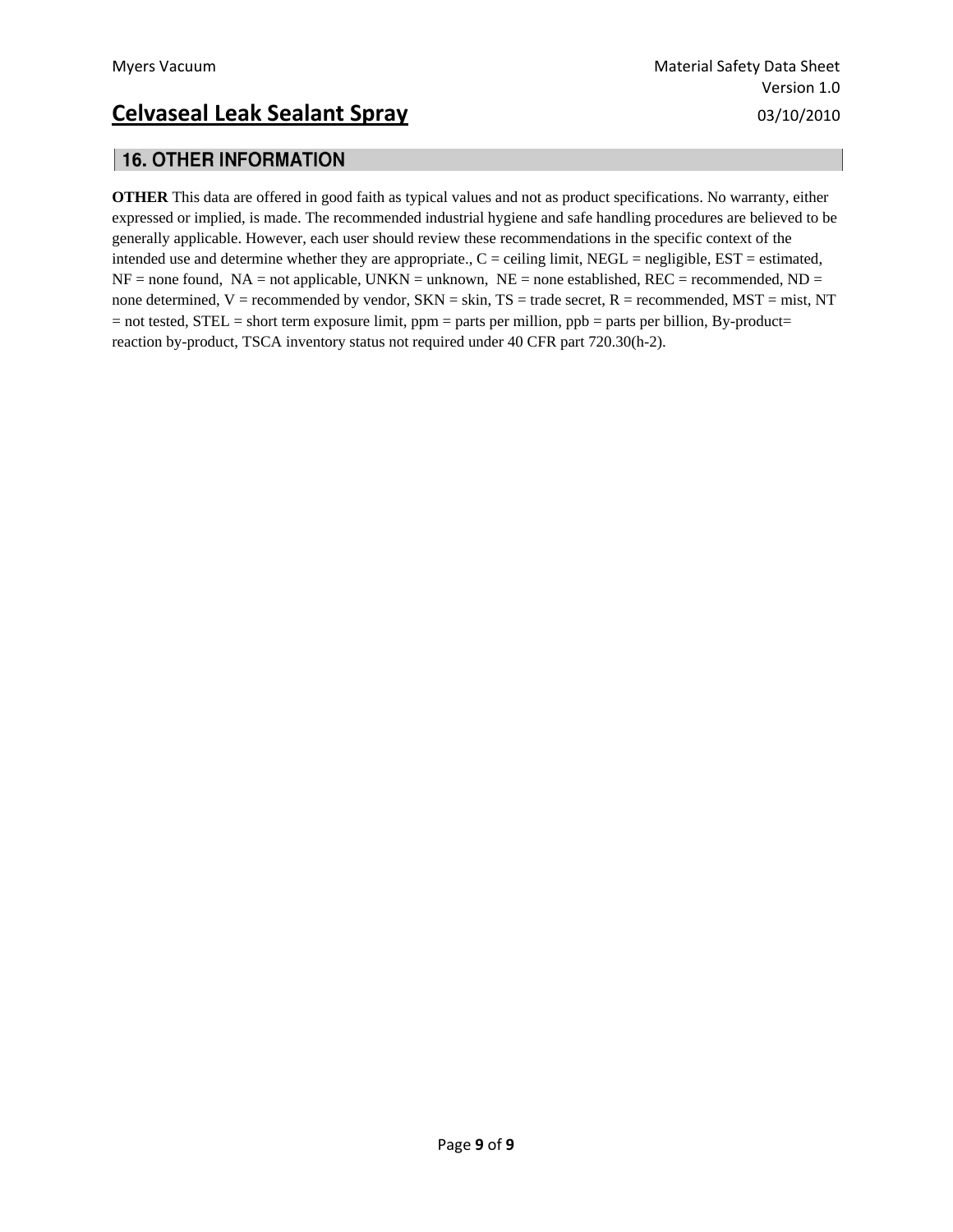## 16. OTHER INFORMATION

**OTHER** This data are offered in good faith as typical values and not as product specifications. No warranty, either expressed or implied, is made. The recommended industrial hygiene and safe handling procedures are believed to be generally applicable. However, each user should review these recommendations in the specific context of the intended use and determine whether they are appropriate., C = ceiling limit, NEGL = negligible, EST = estimated, NF = none found, NA = not applicable, UNKN = unknown, NE = none established, REC = recommended, ND = none determined, V = recommended by vendor, SKN = skin, TS = trade secret, R = recommended, MST = mist, NT = not tested, STEL = short term exposure limit, ppm = parts per million, ppb = parts per billion, By-product= reaction by-product, TSCA inventory status not required under 40 CFR part 720.30(h-2).